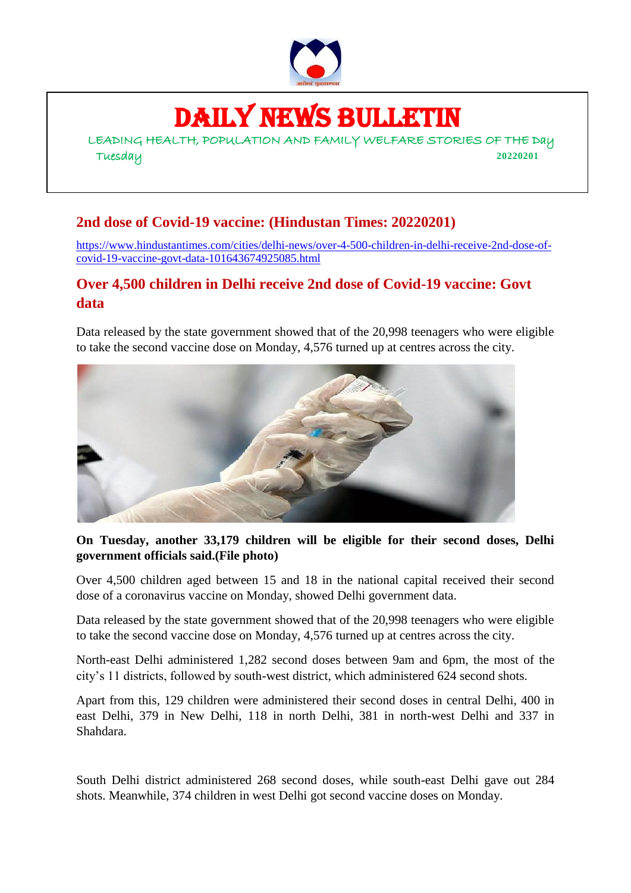# DAILY NEWS BULLETIN

LEADING HEALTH, POPULATION AND FAMILY WELFARE STORIES OF THE Day

Tuesday 20220201

## 2nd dose of Covid-19 vaccine: (Hindustan Times: 20220201)

https://www.hindustantimes.com/cities/delhi-news/over-4-500-children-in-delhi-receive-2nd-dose-of-covid-19-vaccine-govt-data-101643674925085.html

## Over 4,500 children in Delhi receive 2nd dose of Covid-19 vaccine: Govt data

Data released by the state government showed that of the 20,998 teenagers who were eligible to take the second vaccine dose on Monday, 4,576 turned up at centres across the city.

**On Tuesday, another 33,179 children will be eligible for their second doses, Delhi government officials said.(File photo)**

Over 4,500 children aged between 15 and 18 in the national capital received their second dose of a coronavirus vaccine on Monday, showed Delhi government data.

Data released by the state government showed that of the 20,998 teenagers who were eligible to take the second vaccine dose on Monday, 4,576 turned up at centres across the city.

North-east Delhi administered 1,282 second doses between 9am and 6pm, the most of the city's 11 districts, followed by south-west district, which administered 624 second shots.

Apart from this, 129 children were administered their second doses in central Delhi, 400 in east Delhi, 379 in New Delhi, 118 in north Delhi, 381 in north-west Delhi and 337 in Shahdara.

South Delhi district administered 268 second doses, while south-east Delhi gave out 284 shots. Meanwhile, 374 children in west Delhi got second vaccine doses on Monday.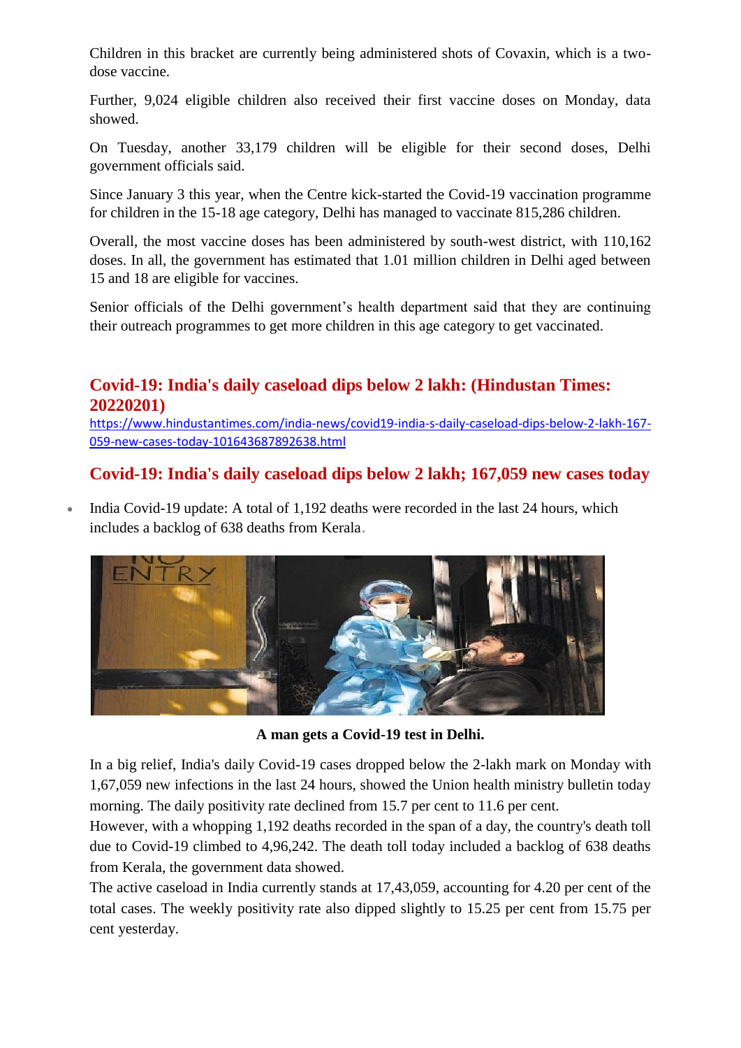Children in this bracket are currently being administered shots of Covaxin, which is a two-dose vaccine.

Further, 9,024 eligible children also received their first vaccine doses on Monday, data showed.

On Tuesday, another 33,179 children will be eligible for their second doses, Delhi government officials said.

Since January 3 this year, when the Centre kick-started the Covid-19 vaccination programme for children in the 15-18 age category, Delhi has managed to vaccinate 815,286 children.

Overall, the most vaccine doses has been administered by south-west district, with 110,162 doses. In all, the government has estimated that 1.01 million children in Delhi aged between 15 and 18 are eligible for vaccines.

Senior officials of the Delhi government's health department said that they are continuing their outreach programmes to get more children in this age category to get vaccinated.

## Covid-19: India's daily caseload dips below 2 lakh: (Hindustan Times: 20220201)

https://www.hindustantimes.com/india-news/covid19-india-s-daily-caseload-dips-below-2-lakh-167-059-new-cases-today-101643687892638.html

## Covid-19: India's daily caseload dips below 2 lakh; 167,059 new cases today

- India Covid-19 update: A total of 1,192 deaths were recorded in the last 24 hours, which includes a backlog of 638 deaths from Kerala.

**A man gets a Covid-19 test in Delhi.**

In a big relief, India's daily Covid-19 cases dropped below the 2-lakh mark on Monday with 1,67,059 new infections in the last 24 hours, showed the Union health ministry bulletin today morning. The daily positivity rate declined from 15.7 per cent to 11.6 per cent.
However, with a whopping 1,192 deaths recorded in the span of a day, the country's death toll due to Covid-19 climbed to 4,96,242. The death toll today included a backlog of 638 deaths from Kerala, the government data showed.
The active caseload in India currently stands at 17,43,059, accounting for 4.20 per cent of the total cases. The weekly positivity rate also dipped slightly to 15.25 per cent from 15.75 per cent yesterday.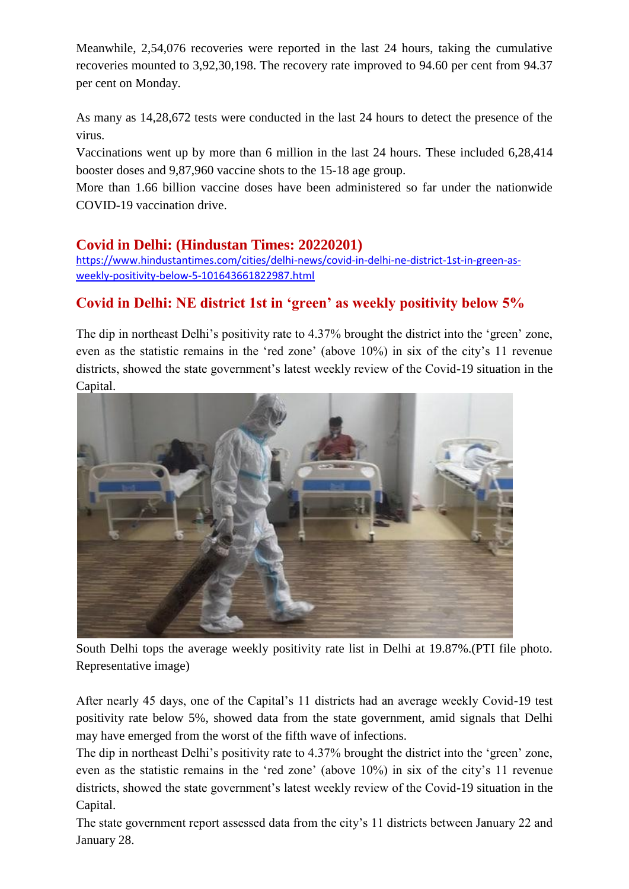Meanwhile, 2,54,076 recoveries were reported in the last 24 hours, taking the cumulative recoveries mounted to 3,92,30,198. The recovery rate improved to 94.60 per cent from 94.37 per cent on Monday.

As many as 14,28,672 tests were conducted in the last 24 hours to detect the presence of the virus.

Vaccinations went up by more than 6 million in the last 24 hours. These included 6,28,414 booster doses and 9,87,960 vaccine shots to the 15-18 age group.

More than 1.66 billion vaccine doses have been administered so far under the nationwide COVID-19 vaccination drive.

## Covid in Delhi: (Hindustan Times: 20220201)

https://www.hindustantimes.com/cities/delhi-news/covid-in-delhi-ne-district-1st-in-green-as-weekly-positivity-below-5-101643661822987.html

## Covid in Delhi: NE district 1st in 'green' as weekly positivity below 5%

The dip in northeast Delhi's positivity rate to 4.37% brought the district into the 'green' zone, even as the statistic remains in the 'red zone' (above 10%) in six of the city's 11 revenue districts, showed the state government's latest weekly review of the Covid-19 situation in the Capital.

South Delhi tops the average weekly positivity rate list in Delhi at 19.87%.(PTI file photo. Representative image)

After nearly 45 days, one of the Capital's 11 districts had an average weekly Covid-19 test positivity rate below 5%, showed data from the state government, amid signals that Delhi may have emerged from the worst of the fifth wave of infections.

The dip in northeast Delhi's positivity rate to 4.37% brought the district into the 'green' zone, even as the statistic remains in the 'red zone' (above 10%) in six of the city's 11 revenue districts, showed the state government's latest weekly review of the Covid-19 situation in the Capital.

The state government report assessed data from the city's 11 districts between January 22 and January 28.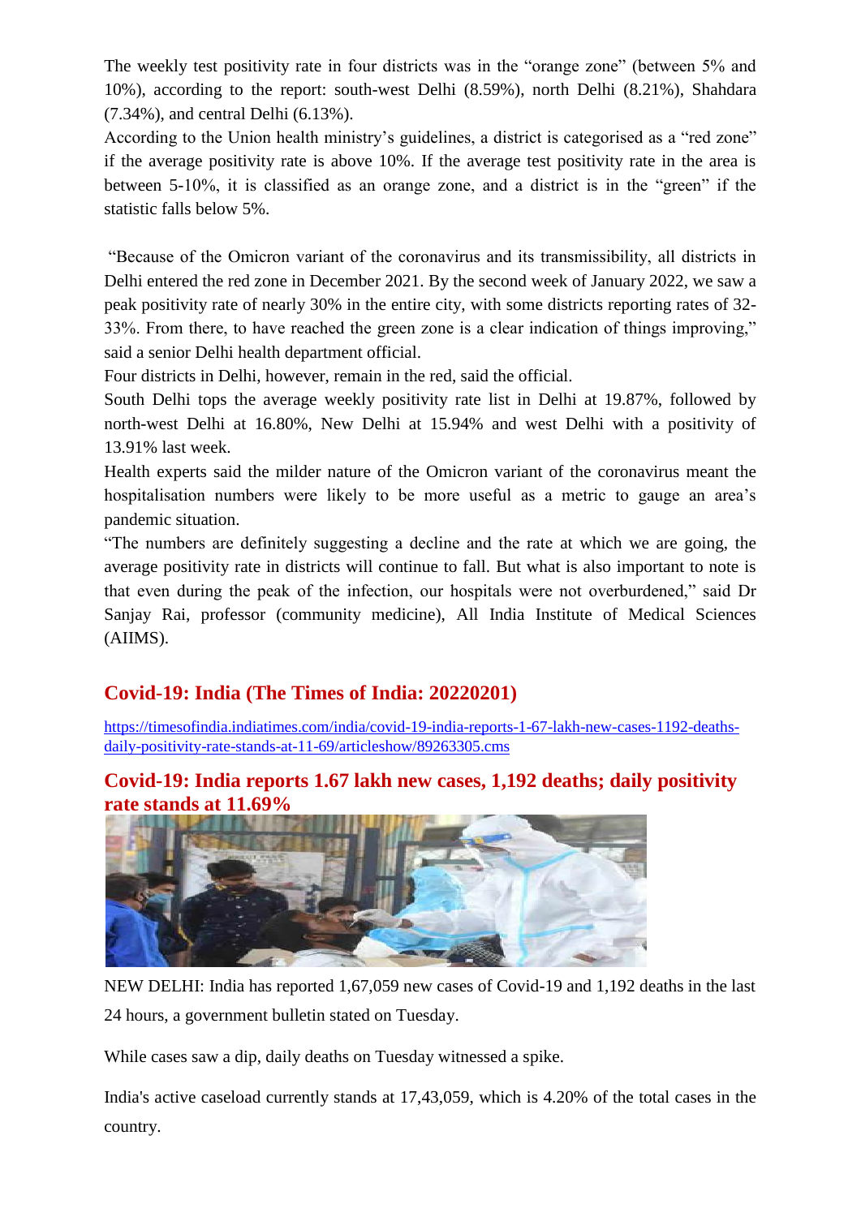The weekly test positivity rate in four districts was in the "orange zone" (between 5% and 10%), according to the report: south-west Delhi (8.59%), north Delhi (8.21%), Shahdara (7.34%), and central Delhi (6.13%).

According to the Union health ministry's guidelines, a district is categorised as a "red zone" if the average positivity rate is above 10%. If the average test positivity rate in the area is between 5-10%, it is classified as an orange zone, and a district is in the "green" if the statistic falls below 5%.

"Because of the Omicron variant of the coronavirus and its transmissibility, all districts in Delhi entered the red zone in December 2021. By the second week of January 2022, we saw a peak positivity rate of nearly 30% in the entire city, with some districts reporting rates of 32-33%. From there, to have reached the green zone is a clear indication of things improving," said a senior Delhi health department official.

Four districts in Delhi, however, remain in the red, said the official.

South Delhi tops the average weekly positivity rate list in Delhi at 19.87%, followed by north-west Delhi at 16.80%, New Delhi at 15.94% and west Delhi with a positivity of 13.91% last week.

Health experts said the milder nature of the Omicron variant of the coronavirus meant the hospitalisation numbers were likely to be more useful as a metric to gauge an area's pandemic situation.

"The numbers are definitely suggesting a decline and the rate at which we are going, the average positivity rate in districts will continue to fall. But what is also important to note is that even during the peak of the infection, our hospitals were not overburdened," said Dr Sanjay Rai, professor (community medicine), All India Institute of Medical Sciences (AIIMS).

## Covid-19: India (The Times of India: 20220201)

https://timesofindia.indiatimes.com/india/covid-19-india-reports-1-67-lakh-new-cases-1192-deaths-daily-positivity-rate-stands-at-11-69/articleshow/89263305.cms

## Covid-19: India reports 1.67 lakh new cases, 1,192 deaths; daily positivity rate stands at 11.69%

NEW DELHI: India has reported 1,67,059 new cases of Covid-19 and 1,192 deaths in the last 24 hours, a government bulletin stated on Tuesday.

While cases saw a dip, daily deaths on Tuesday witnessed a spike.

India's active caseload currently stands at 17,43,059, which is 4.20% of the total cases in the country.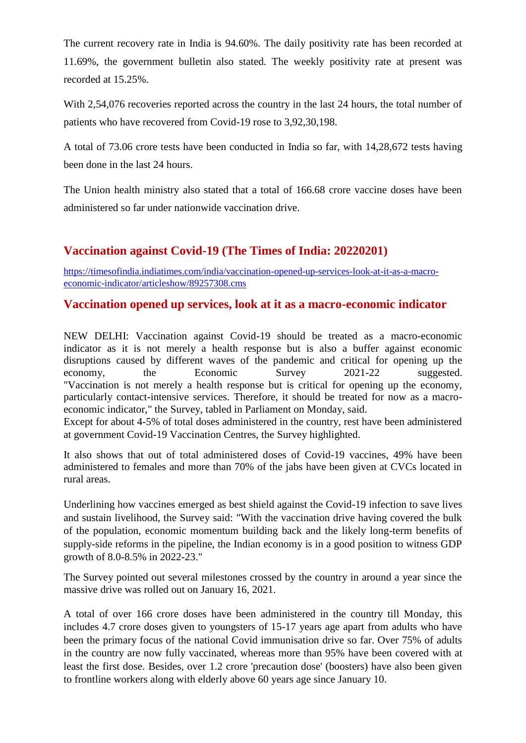The current recovery rate in India is 94.60%. The daily positivity rate has been recorded at 11.69%, the government bulletin also stated. The weekly positivity rate at present was recorded at 15.25%.

With 2,54,076 recoveries reported across the country in the last 24 hours, the total number of patients who have recovered from Covid-19 rose to 3,92,30,198.

A total of 73.06 crore tests have been conducted in India so far, with 14,28,672 tests having been done in the last 24 hours.

The Union health ministry also stated that a total of 166.68 crore vaccine doses have been administered so far under nationwide vaccination drive.

## Vaccination against Covid-19 (The Times of India: 20220201)

https://timesofindia.indiatimes.com/india/vaccination-opened-up-services-look-at-it-as-a-macro-economic-indicator/articleshow/89257308.cms

## Vaccination opened up services, look at it as a macro-economic indicator

NEW DELHI: Vaccination against Covid-19 should be treated as a macro-economic indicator as it is not merely a health response but is also a buffer against economic disruptions caused by different waves of the pandemic and critical for opening up the economy, the Economic Survey 2021-22 suggested. "Vaccination is not merely a health response but is critical for opening up the economy, particularly contact-intensive services. Therefore, it should be treated for now as a macro-economic indicator," the Survey, tabled in Parliament on Monday, said.
Except for about 4-5% of total doses administered in the country, rest have been administered at government Covid-19 Vaccination Centres, the Survey highlighted.

It also shows that out of total administered doses of Covid-19 vaccines, 49% have been administered to females and more than 70% of the jabs have been given at CVCs located in rural areas.

Underlining how vaccines emerged as best shield against the Covid-19 infection to save lives and sustain livelihood, the Survey said: "With the vaccination drive having covered the bulk of the population, economic momentum building back and the likely long-term benefits of supply-side reforms in the pipeline, the Indian economy is in a good position to witness GDP growth of 8.0-8.5% in 2022-23."

The Survey pointed out several milestones crossed by the country in around a year since the massive drive was rolled out on January 16, 2021.

A total of over 166 crore doses have been administered in the country till Monday, this includes 4.7 crore doses given to youngsters of 15-17 years age apart from adults who have been the primary focus of the national Covid immunisation drive so far. Over 75% of adults in the country are now fully vaccinated, whereas more than 95% have been covered with at least the first dose. Besides, over 1.2 crore 'precaution dose' (boosters) have also been given to frontline workers along with elderly above 60 years age since January 10.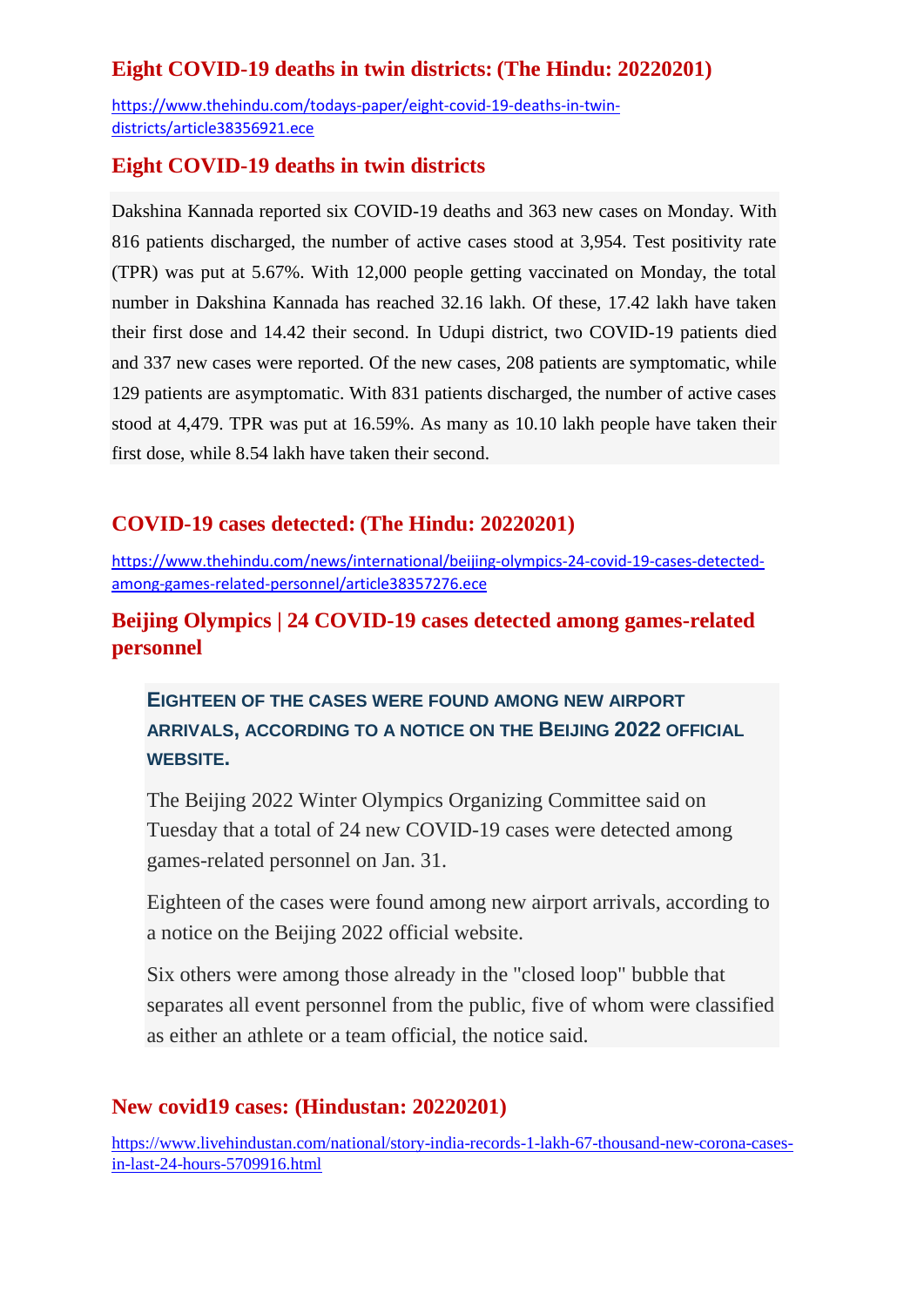## Eight COVID-19 deaths in twin districts: (The Hindu: 20220201)

https://www.thehindu.com/todays-paper/eight-covid-19-deaths-in-twin-districts/article38356921.ece

## Eight COVID-19 deaths in twin districts

Dakshina Kannada reported six COVID-19 deaths and 363 new cases on Monday. With 816 patients discharged, the number of active cases stood at 3,954. Test positivity rate (TPR) was put at 5.67%. With 12,000 people getting vaccinated on Monday, the total number in Dakshina Kannada has reached 32.16 lakh. Of these, 17.42 lakh have taken their first dose and 14.42 their second. In Udupi district, two COVID-19 patients died and 337 new cases were reported. Of the new cases, 208 patients are symptomatic, while 129 patients are asymptomatic. With 831 patients discharged, the number of active cases stood at 4,479. TPR was put at 16.59%. As many as 10.10 lakh people have taken their first dose, while 8.54 lakh have taken their second.

## COVID-19 cases detected: (The Hindu: 20220201)

https://www.thehindu.com/news/international/beijing-olympics-24-covid-19-cases-detected-among-games-related-personnel/article38357276.ece

## Beijing Olympics | 24 COVID-19 cases detected among games-related personnel

**EIGHTEEN OF THE CASES WERE FOUND AMONG NEW AIRPORT ARRIVALS, ACCORDING TO A NOTICE ON THE BEIJING 2022 OFFICIAL WEBSITE.**

The Beijing 2022 Winter Olympics Organizing Committee said on Tuesday that a total of 24 new COVID-19 cases were detected among games-related personnel on Jan. 31.

Eighteen of the cases were found among new airport arrivals, according to a notice on the Beijing 2022 official website.

Six others were among those already in the "closed loop" bubble that separates all event personnel from the public, five of whom were classified as either an athlete or a team official, the notice said.

## New covid19 cases: (Hindustan: 20220201)

https://www.livehindustan.com/national/story-india-records-1-lakh-67-thousand-new-corona-cases-in-last-24-hours-5709916.html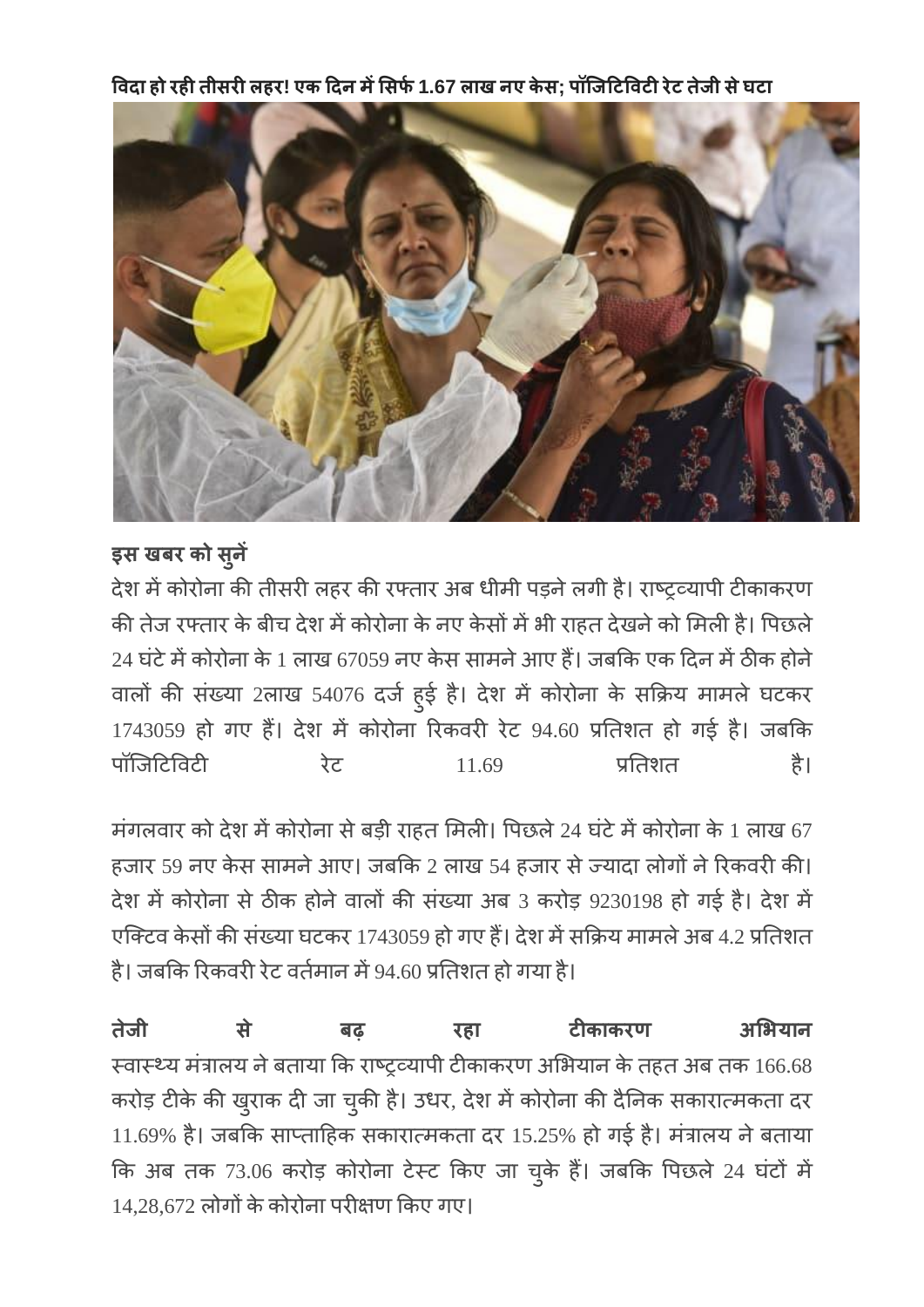**विदा हो रही तीसरी लहर! एक दिन में सिर्फ 1.67 लाख नए केस; पॉजिटिविटी रेट तेजी से घटा**

**इस खबर को सुनें**

देश में कोरोना की तीसरी लहर की रफ्तार अब धीमी पड़ने लगी है। राष्ट्रव्यापी टीकाकरण की तेज रफ्तार के बीच देश में कोरोना के नए केसों में भी राहत देखने को मिली है। पिछले 24 घंटे में कोरोना के 1 लाख 67059 नए केस सामने आए हैं। जबकि एक दिन में ठीक होने वालों की संख्या 2लाख 54076 दर्ज हुई है। देश में कोरोना के सक्रिय मामले घटकर 1743059 हो गए हैं। देश में कोरोना रिकवरी रेट 94.60 प्रतिशत हो गई है। जबकि पॉजिटिविटी रेट 11.69 प्रतिशत है।

मंगलवार को देश में कोरोना से बड़ी राहत मिली। पिछले 24 घंटे में कोरोना के 1 लाख 67 हजार 59 नए केस सामने आए। जबकि 2 लाख 54 हजार से ज्यादा लोगों ने रिकवरी की। देश में कोरोना से ठीक होने वालों की संख्या अब 3 करोड़ 9230198 हो गई है। देश में एक्टिव केसों की संख्या घटकर 1743059 हो गए हैं। देश में सक्रिय मामले अब 4.2 प्रतिशत है। जबकि रिकवरी रेट वर्तमान में 94.60 प्रतिशत हो गया है।

**तेजी से बढ़ रहा टीकाकरण अभियान**

स्वास्थ्य मंत्रालय ने बताया कि राष्ट्रव्यापी टीकाकरण अभियान के तहत अब तक 166.68 करोड़ टीके की खुराक दी जा चुकी है। उधर, देश में कोरोना की दैनिक सकारात्मकता दर 11.69% है। जबकि साप्ताहिक सकारात्मकता दर 15.25% हो गई है। मंत्रालय ने बताया कि अब तक 73.06 करोड़ कोरोना टेस्ट किए जा चुके हैं। जबकि पिछले 24 घंटों में 14,28,672 लोगों के कोरोना परीक्षण किए गए।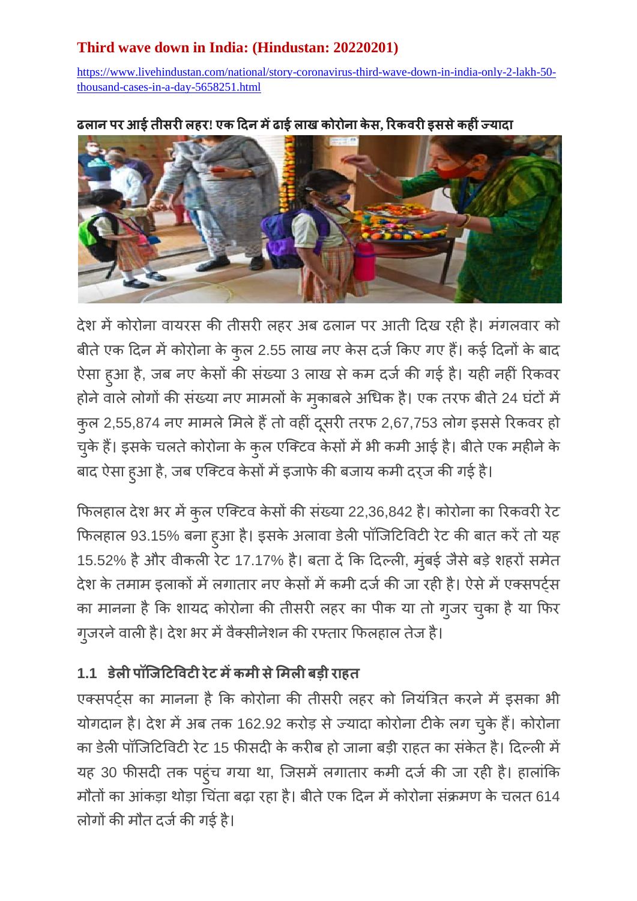## Third wave down in India: (Hindustan: 20220201)

https://www.livehindustan.com/national/story-coronavirus-third-wave-down-in-india-only-2-lakh-50-thousand-cases-in-a-day-5658251.html

**ढलान पर आई तीसरी लहर! एक दिन में ढाई लाख कोरोना केस, रिकवरी इससे कहीं ज्यादा**

देश में कोरोना वायरस की तीसरी लहर अब ढलान पर आती दिख रही है। मंगलवार को बीते एक दिन में कोरोना के कुल 2.55 लाख नए केस दर्ज किए गए हैं। कई दिनों के बाद ऐसा हुआ है, जब नए केसों की संख्या 3 लाख से कम दर्ज की गई है। यही नहीं रिकवर होने वाले लोगों की संख्या नए मामलों के मुकाबले अधिक है। एक तरफ बीते 24 घंटों में कुल 2,55,874 नए मामले मिले हैं तो वहीं दूसरी तरफ 2,67,753 लोग इससे रिकवर हो चुके हैं। इसके चलते कोरोना के कुल एक्टिव केसों में भी कमी आई है। बीते एक महीने के बाद ऐसा हुआ है, जब एक्टिव केसों में इजाफे की बजाय कमी दर्ज की गई है।

फिलहाल देश भर में कुल एक्टिव केसों की संख्या 22,36,842 है। कोरोना का रिकवरी रेट फिलहाल 93.15% बना हुआ है। इसके अलावा डेली पॉजिटिविटी रेट की बात करें तो यह 15.52% है और वीकली रेट 17.17% है। बता दें कि दिल्ली, मुंबई जैसे बड़े शहरों समेत देश के तमाम इलाकों में लगातार नए केसों में कमी दर्ज की जा रही है। ऐसे में एक्सपर्ट्स का मानना है कि शायद कोरोना की तीसरी लहर का पीक या तो गुजर चुका है या फिर गुजरने वाली है। देश भर में वैक्सीनेशन की रफ्तार फिलहाल तेज है।

### 1.1 डेली पॉजिटिविटी रेट में कमी से मिली बड़ी राहत

एक्सपर्ट्स का मानना है कि कोरोना की तीसरी लहर को नियंत्रित करने में इसका भी योगदान है। देश में अब तक 162.92 करोड़ से ज्यादा कोरोना टीके लग चुके हैं। कोरोना का डेली पॉजिटिविटी रेट 15 फीसदी के करीब हो जाना बड़ी राहत का संकेत है। दिल्ली में यह 30 फीसदी तक पहुंच गया था, जिसमें लगातार कमी दर्ज की जा रही है। हालांकि मौतों का आंकड़ा थोड़ा चिंता बढ़ा रहा है। बीते एक दिन में कोरोना संक्रमण के चलत 614 लोगों की मौत दर्ज की गई है।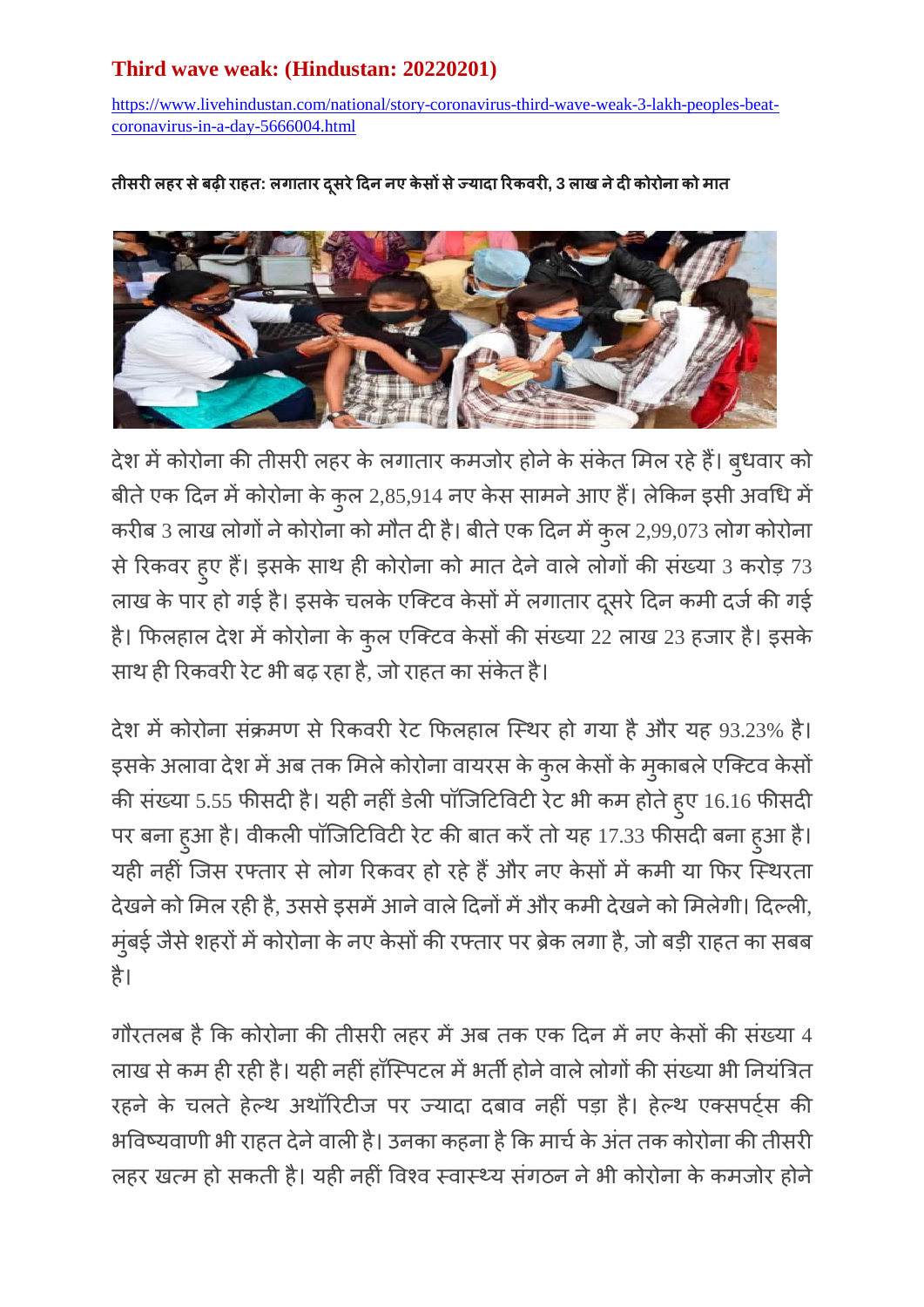## Third wave weak: (Hindustan: 20220201)

https://www.livehindustan.com/national/story-coronavirus-third-wave-weak-3-lakh-peoples-beat-coronavirus-in-a-day-5666004.html

**तीसरी लहर से बढ़ी राहत: लगातार दूसरे दिन नए केसों से ज्यादा रिकवरी, 3 लाख ने दी कोरोना को मात**

देश में कोरोना की तीसरी लहर के लगातार कमजोर होने के संकेत मिल रहे हैं। बुधवार को बीते एक दिन में कोरोना के कुल 2,85,914 नए केस सामने आए हैं। लेकिन इसी अवधि में करीब 3 लाख लोगों ने कोरोना को मौत दी है। बीते एक दिन में कुल 2,99,073 लोग कोरोना से रिकवर हुए हैं। इसके साथ ही कोरोना को मात देने वाले लोगों की संख्या 3 करोड़ 73 लाख के पार हो गई है। इसके चलके एक्टिव केसों में लगातार दूसरे दिन कमी दर्ज की गई है। फिलहाल देश में कोरोना के कुल एक्टिव केसों की संख्या 22 लाख 23 हजार है। इसके साथ ही रिकवरी रेट भी बढ़ रहा है, जो राहत का संकेत है।

देश में कोरोना संक्रमण से रिकवरी रेट फिलहाल स्थिर हो गया है और यह 93.23% है। इसके अलावा देश में अब तक मिले कोरोना वायरस के कुल केसों के मुकाबले एक्टिव केसों की संख्या 5.55 फीसदी है। यही नहीं डेली पॉजिटिविटी रेट भी कम होते हुए 16.16 फीसदी पर बना हुआ है। वीकली पॉजिटिविटी रेट की बात करें तो यह 17.33 फीसदी बना हुआ है। यही नहीं जिस रफ्तार से लोग रिकवर हो रहे हैं और नए केसों में कमी या फिर स्थिरता देखने को मिल रही है, उससे इसमें आने वाले दिनों में और कमी देखने को मिलेगी। दिल्ली, मुंबई जैसे शहरों में कोरोना के नए केसों की रफ्तार पर ब्रेक लगा है, जो बड़ी राहत का सबब है।

गौरतलब है कि कोरोना की तीसरी लहर में अब तक एक दिन में नए केसों की संख्या 4 लाख से कम ही रही है। यही नहीं हॉस्पिटल में भर्ती होने वाले लोगों की संख्या भी नियंत्रित रहने के चलते हेल्थ अथॉरिटीज पर ज्यादा दबाव नहीं पड़ा है। हेल्थ एक्सपर्ट्स की भविष्यवाणी भी राहत देने वाली है। उनका कहना है कि मार्च के अंत तक कोरोना की तीसरी लहर खत्म हो सकती है। यही नहीं विश्व स्वास्थ्य संगठन ने भी कोरोना के कमजोर होने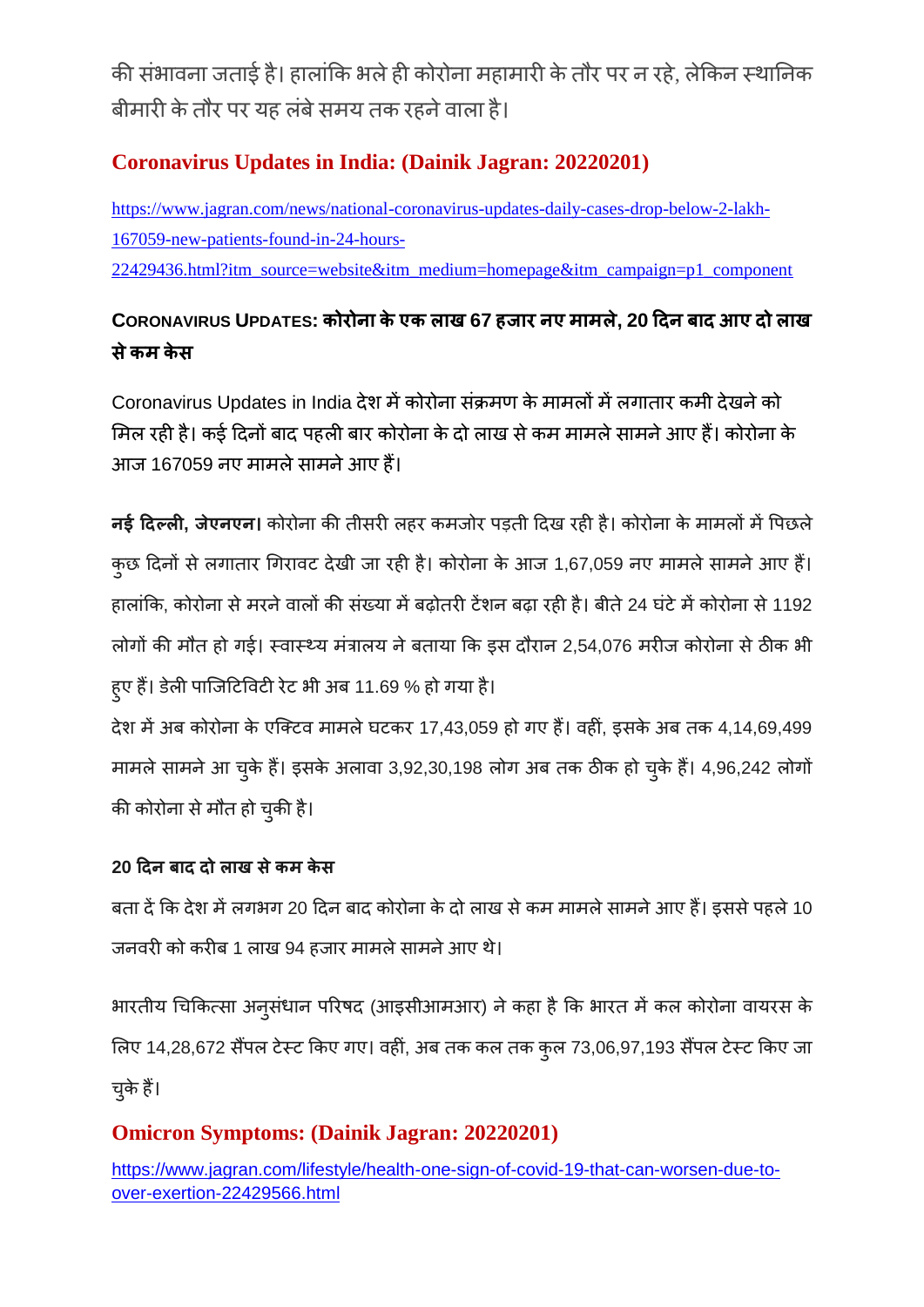की संभावना जताई है। हालांकि भले ही कोरोना महामारी के तौर पर न रहे, लेकिन स्थानिक बीमारी के तौर पर यह लंबे समय तक रहने वाला है।

## Coronavirus Updates in India: (Dainik Jagran: 20220201)

https://www.jagran.com/news/national-coronavirus-updates-daily-cases-drop-below-2-lakh-167059-new-patients-found-in-24-hours-22429436.html?itm_source=website&itm_medium=homepage&itm_campaign=p1_component

### CORONAVIRUS UPDATES: कोरोना के एक लाख 67 हजार नए मामले, 20 दिन बाद आए दो लाख से कम केस

Coronavirus Updates in India देश में कोरोना संक्रमण के मामलों में लगातार कमी देखने को मिल रही है। कई दिनों बाद पहली बार कोरोना के दो लाख से कम मामले सामने आए हैं। कोरोना के आज 167059 नए मामले सामने आए हैं।

**नई दिल्ली, जेएनएन।** कोरोना की तीसरी लहर कमजोर पड़ती दिख रही है। कोरोना के मामलों में पिछले कुछ दिनों से लगातार गिरावट देखी जा रही है। कोरोना के आज 1,67,059 नए मामले सामने आए हैं। हालांकि, कोरोना से मरने वालों की संख्या में बढ़ोतरी टेंशन बढ़ा रही है। बीते 24 घंटे में कोरोना से 1192 लोगों की मौत हो गई। स्वास्थ्य मंत्रालय ने बताया कि इस दौरान 2,54,076 मरीज कोरोना से ठीक भी हुए हैं। डेली पाजिटिविटी रेट भी अब 11.69 % हो गया है।

देश में अब कोरोना के एक्टिव मामले घटकर 17,43,059 हो गए हैं। वहीं, इसके अब तक 4,14,69,499 मामले सामने आ चुके हैं। इसके अलावा 3,92,30,198 लोग अब तक ठीक हो चुके हैं। 4,96,242 लोगों की कोरोना से मौत हो चुकी है।

**20 दिन बाद दो लाख से कम केस**

बता दें कि देश में लगभग 20 दिन बाद कोरोना के दो लाख से कम मामले सामने आए हैं। इससे पहले 10 जनवरी को करीब 1 लाख 94 हजार मामले सामने आए थे।

भारतीय चिकित्सा अनुसंधान परिषद (आइसीआमआर) ने कहा है कि भारत में कल कोरोना वायरस के लिए 14,28,672 सैंपल टेस्ट किए गए। वहीं, अब तक कल तक कुल 73,06,97,193 सैंपल टेस्ट किए जा चुके हैं।

## Omicron Symptoms: (Dainik Jagran: 20220201)

https://www.jagran.com/lifestyle/health-one-sign-of-covid-19-that-can-worsen-due-to-over-exertion-22429566.html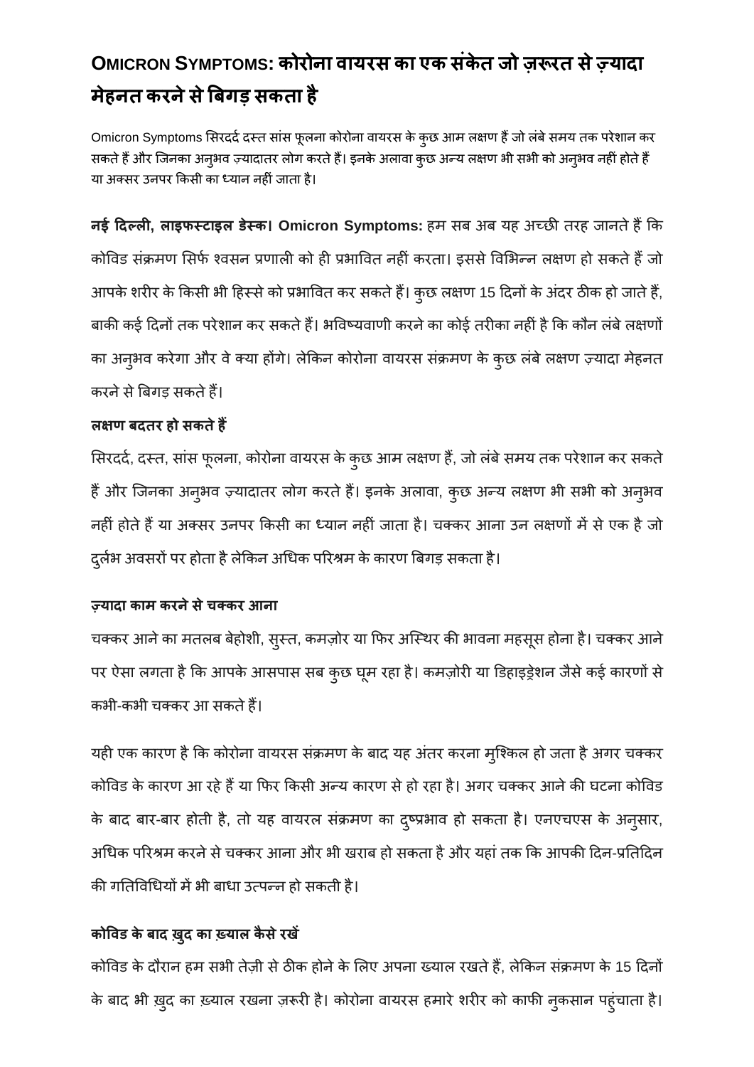# OMICRON SYMPTOMS: कोरोना वायरस का एक संकेत जो ज़रूरत से ज़्यादा मेहनत करने से बिगड़ सकता है

Omicron Symptoms सिरदर्द दस्त सांस फूलना कोरोना वायरस के कुछ आम लक्षण हैं जो लंबे समय तक परेशान कर सकते हैं और जिनका अनुभव ज़्यादातर लोग करते हैं। इनके अलावा कुछ अन्य लक्षण भी सभी को अनुभव नहीं होते हैं या अक्सर उनपर किसी का ध्यान नहीं जाता है।

**नई दिल्ली, लाइफस्टाइल डेस्क। Omicron Symptoms:** हम सब अब यह अच्छी तरह जानते हैं कि कोविड संक्रमण सिर्फ श्वसन प्रणाली को ही प्रभावित नहीं करता। इससे विभिन्न लक्षण हो सकते हैं जो आपके शरीर के किसी भी हिस्से को प्रभावित कर सकते हैं। कुछ लक्षण 15 दिनों के अंदर ठीक हो जाते हैं, बाकी कई दिनों तक परेशान कर सकते हैं। भविष्यवाणी करने का कोई तरीका नहीं है कि कौन लंबे लक्षणों का अनुभव करेगा और वे क्या होंगे। लेकिन कोरोना वायरस संक्रमण के कुछ लंबे लक्षण ज़्यादा मेहनत करने से बिगड़ सकते हैं।

**लक्षण बदतर हो सकते हैं**

सिरदर्द, दस्त, सांस फूलना, कोरोना वायरस के कुछ आम लक्षण हैं, जो लंबे समय तक परेशान कर सकते हैं और जिनका अनुभव ज़्यादातर लोग करते हैं। इनके अलावा, कुछ अन्य लक्षण भी सभी को अनुभव नहीं होते हैं या अक्सर उनपर किसी का ध्यान नहीं जाता है। चक्कर आना उन लक्षणों में से एक है जो दुर्लभ अवसरों पर होता है लेकिन अधिक परिश्रम के कारण बिगड़ सकता है।

**ज़्यादा काम करने से चक्कर आना**

चक्कर आने का मतलब बेहोशी, सुस्त, कमज़ोर या फिर अस्थिर की भावना महसूस होना है। चक्कर आने पर ऐसा लगता है कि आपके आसपास सब कुछ घूम रहा है। कमज़ोरी या डिहाइड्रेशन जैसे कई कारणों से कभी-कभी चक्कर आ सकते हैं।

यही एक कारण है कि कोरोना वायरस संक्रमण के बाद यह अंतर करना मुश्किल हो जता है अगर चक्कर कोविड के कारण आ रहे हैं या फिर किसी अन्य कारण से हो रहा है। अगर चक्कर आने की घटना कोविड के बाद बार-बार होती है, तो यह वायरल संक्रमण का दुष्प्रभाव हो सकता है। एनएचएस के अनुसार, अधिक परिश्रम करने से चक्कर आना और भी खराब हो सकता है और यहां तक कि आपकी दिन-प्रतिदिन की गतिविधियों में भी बाधा उत्पन्न हो सकती है।

**कोविड के बाद ख़ुद का ख़्याल कैसे रखें**

कोविड के दौरान हम सभी तेज़ी से ठीक होने के लिए अपना ख्याल रखते हैं, लेकिन संक्रमण के 15 दिनों के बाद भी ख़ुद का ख़्याल रखना ज़रूरी है। कोरोना वायरस हमारे शरीर को काफी नुकसान पहुंचाता है।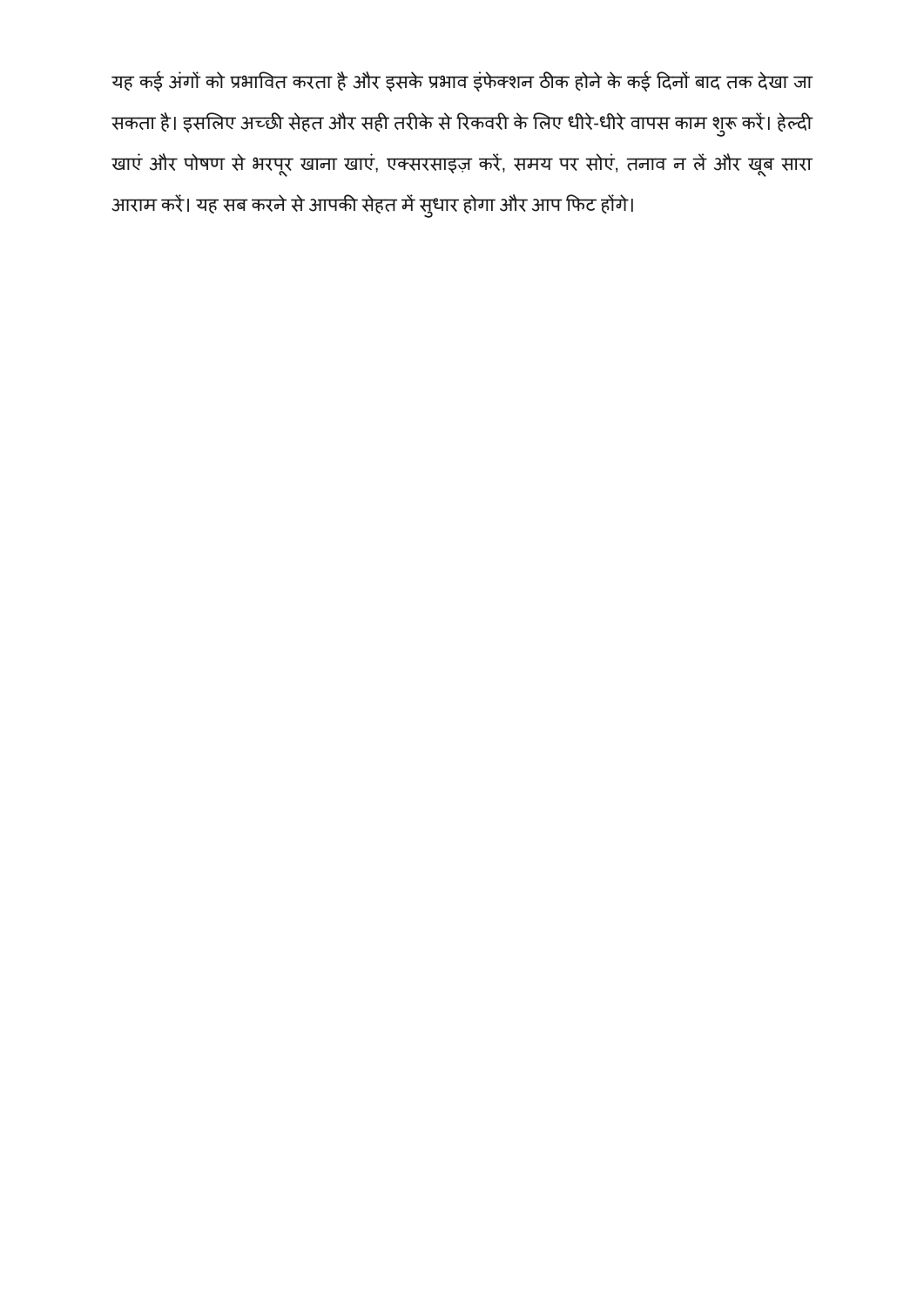यह कई अंगों को प्रभावित करता है और इसके प्रभाव इंफेक्शन ठीक होने के कई दिनों बाद तक देखा जा सकता है। इसलिए अच्छी सेहत और सही तरीके से रिकवरी के लिए धीरे-धीरे वापस काम शुरू करें। हेल्दी खाएं और पोषण से भरपूर खाना खाएं, एक्सरसाइज़ करें, समय पर सोएं, तनाव न लें और खूब सारा आराम करें। यह सब करने से आपकी सेहत में सुधार होगा और आप फिट होंगे।